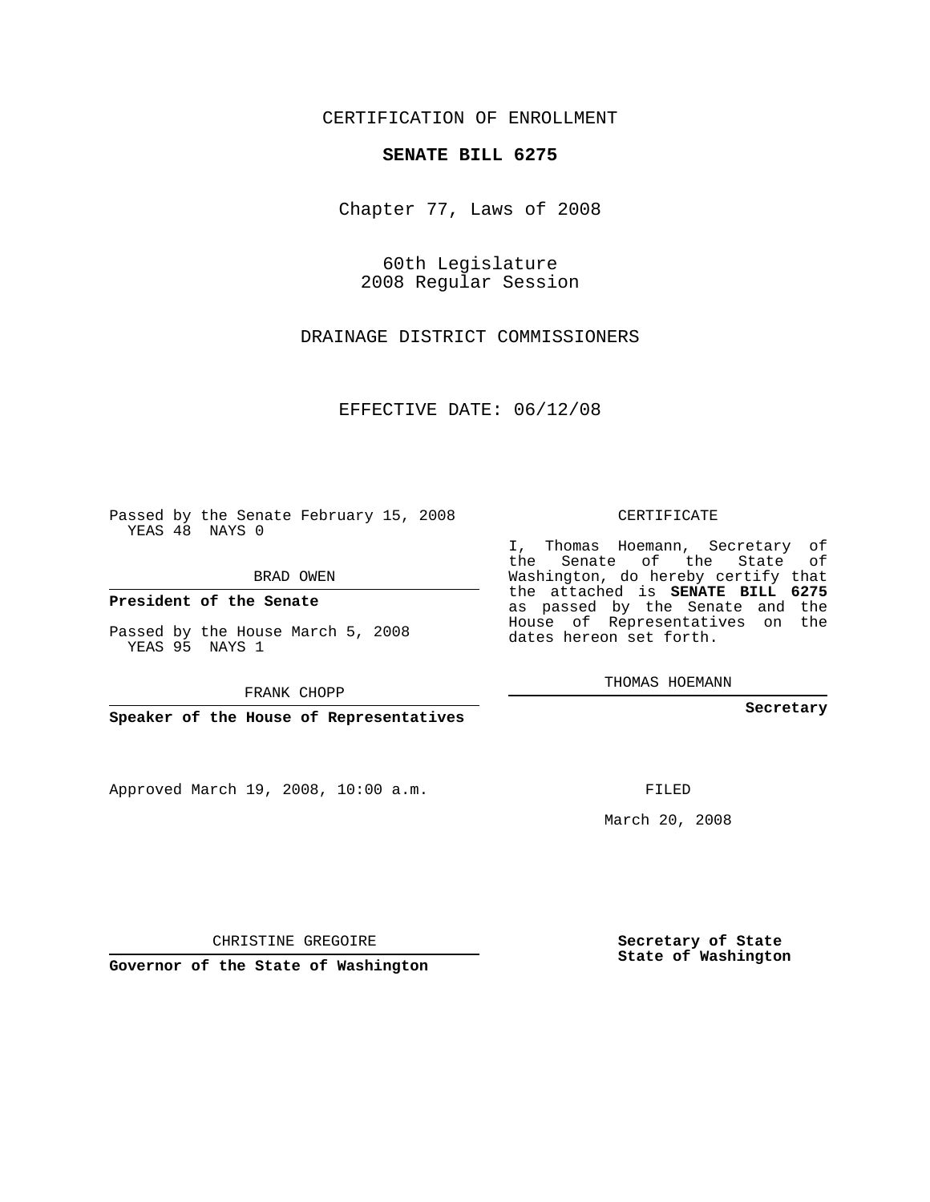CERTIFICATION OF ENROLLMENT

**SENATE BILL 6275**

Chapter 77, Laws of 2008

60th Legislature
2008 Regular Session

DRAINAGE DISTRICT COMMISSIONERS

EFFECTIVE DATE: 06/12/08

Passed by the Senate February 15, 2008
YEAS 48 NAYS 0

BRAD OWEN

**President of the Senate**

Passed by the House March 5, 2008
YEAS 95 NAYS 1

FRANK CHOPP

**Speaker of the House of Representatives**

Approved March 19, 2008, 10:00 a.m.

CHRISTINE GREGOIRE

**Governor of the State of Washington**

CERTIFICATE

I, Thomas Hoemann, Secretary of the Senate of the State of Washington, do hereby certify that the attached is **SENATE BILL 6275** as passed by the Senate and the House of Representatives on the dates hereon set forth.

THOMAS HOEMANN

**Secretary**

FILED

March 20, 2008

**Secretary of State**
**State of Washington**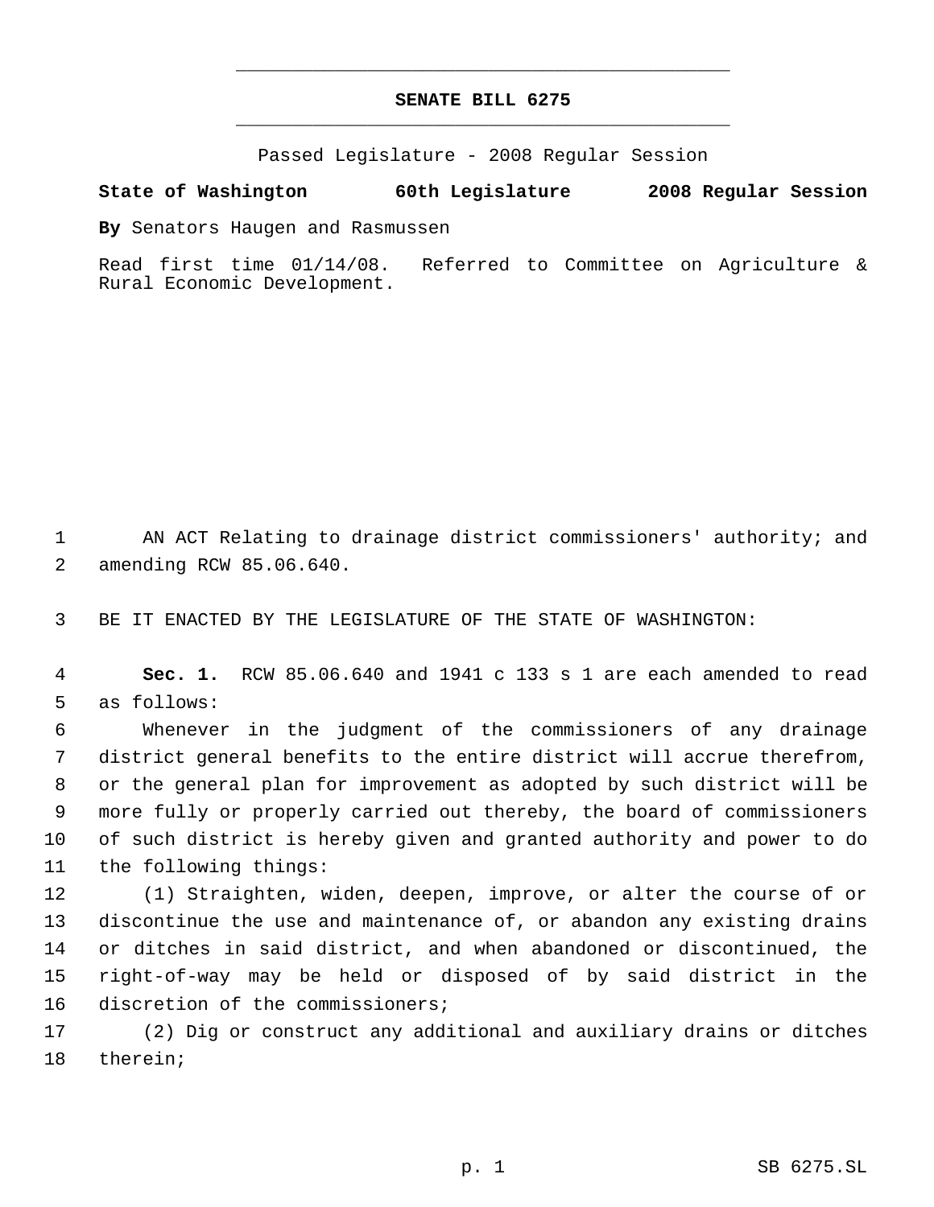# SENATE BILL 6275

Passed Legislature - 2008 Regular Session

**State of Washington 60th Legislature 2008 Regular Session**

**By** Senators Haugen and Rasmussen

Read first time 01/14/08. Referred to Committee on Agriculture & Rural Economic Development.

AN ACT Relating to drainage district commissioners' authority; and amending RCW 85.06.640.

BE IT ENACTED BY THE LEGISLATURE OF THE STATE OF WASHINGTON:

**Sec. 1.** RCW 85.06.640 and 1941 c 133 s 1 are each amended to read as follows:

Whenever in the judgment of the commissioners of any drainage district general benefits to the entire district will accrue therefrom, or the general plan for improvement as adopted by such district will be more fully or properly carried out thereby, the board of commissioners of such district is hereby given and granted authority and power to do the following things:

(1) Straighten, widen, deepen, improve, or alter the course of or discontinue the use and maintenance of, or abandon any existing drains or ditches in said district, and when abandoned or discontinued, the right-of-way may be held or disposed of by said district in the discretion of the commissioners;

(2) Dig or construct any additional and auxiliary drains or ditches therein;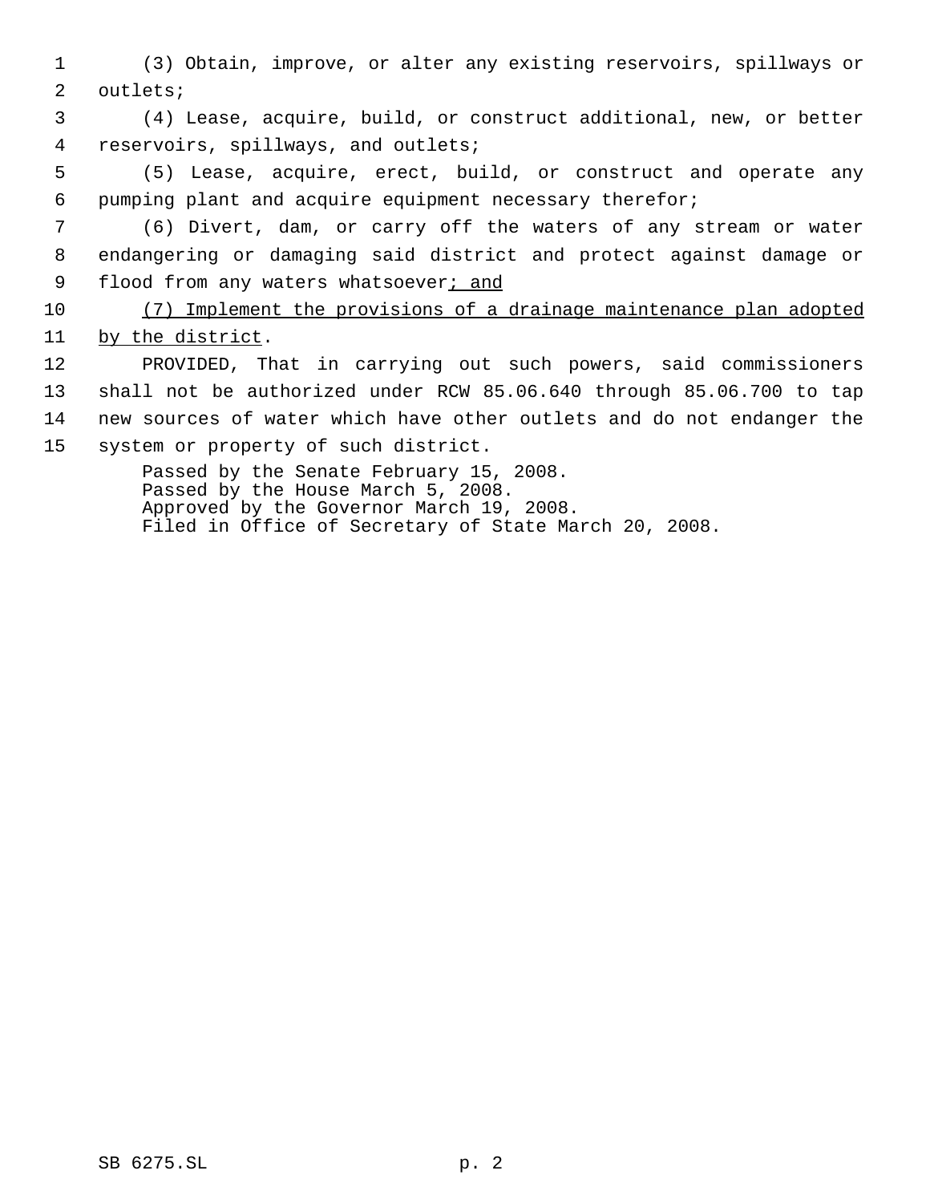(3) Obtain, improve, or alter any existing reservoirs, spillways or outlets;

(4) Lease, acquire, build, or construct additional, new, or better reservoirs, spillways, and outlets;

(5) Lease, acquire, erect, build, or construct and operate any pumping plant and acquire equipment necessary therefor;

(6) Divert, dam, or carry off the waters of any stream or water endangering or damaging said district and protect against damage or flood from any waters whatsoever<u>; and</u>

<u>(7) Implement the provisions of a drainage maintenance plan adopted by the district</u>.

PROVIDED, That in carrying out such powers, said commissioners shall not be authorized under RCW 85.06.640 through 85.06.700 to tap new sources of water which have other outlets and do not endanger the system or property of such district.

Passed by the Senate February 15, 2008.
Passed by the House March 5, 2008.
Approved by the Governor March 19, 2008.
Filed in Office of Secretary of State March 20, 2008.